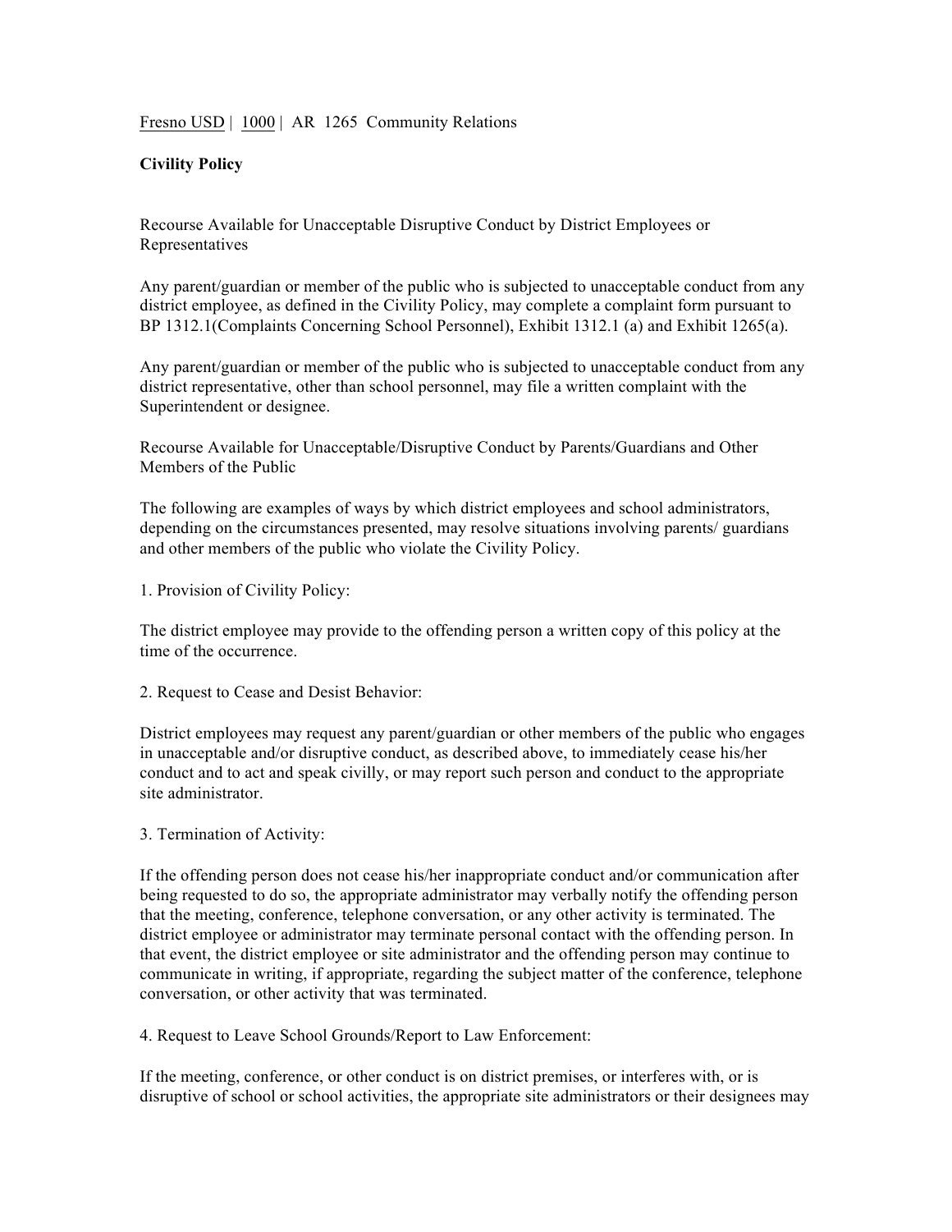Fresno USD | 1000 | AR 1265 Community Relations

**Civility Policy**

Recourse Available for Unacceptable Disruptive Conduct by District Employees or Representatives

Any parent/guardian or member of the public who is subjected to unacceptable conduct from any district employee, as defined in the Civility Policy, may complete a complaint form pursuant to BP 1312.1(Complaints Concerning School Personnel), Exhibit 1312.1 (a) and Exhibit 1265(a).

Any parent/guardian or member of the public who is subjected to unacceptable conduct from any district representative, other than school personnel, may file a written complaint with the Superintendent or designee.

Recourse Available for Unacceptable/Disruptive Conduct by Parents/Guardians and Other Members of the Public

The following are examples of ways by which district employees and school administrators, depending on the circumstances presented, may resolve situations involving parents/ guardians and other members of the public who violate the Civility Policy.

1. Provision of Civility Policy:

The district employee may provide to the offending person a written copy of this policy at the time of the occurrence.

2. Request to Cease and Desist Behavior:

District employees may request any parent/guardian or other members of the public who engages in unacceptable and/or disruptive conduct, as described above, to immediately cease his/her conduct and to act and speak civilly, or may report such person and conduct to the appropriate site administrator.

3. Termination of Activity:

If the offending person does not cease his/her inappropriate conduct and/or communication after being requested to do so, the appropriate administrator may verbally notify the offending person that the meeting, conference, telephone conversation, or any other activity is terminated. The district employee or administrator may terminate personal contact with the offending person. In that event, the district employee or site administrator and the offending person may continue to communicate in writing, if appropriate, regarding the subject matter of the conference, telephone conversation, or other activity that was terminated.

4. Request to Leave School Grounds/Report to Law Enforcement:

If the meeting, conference, or other conduct is on district premises, or interferes with, or is disruptive of school or school activities, the appropriate site administrators or their designees may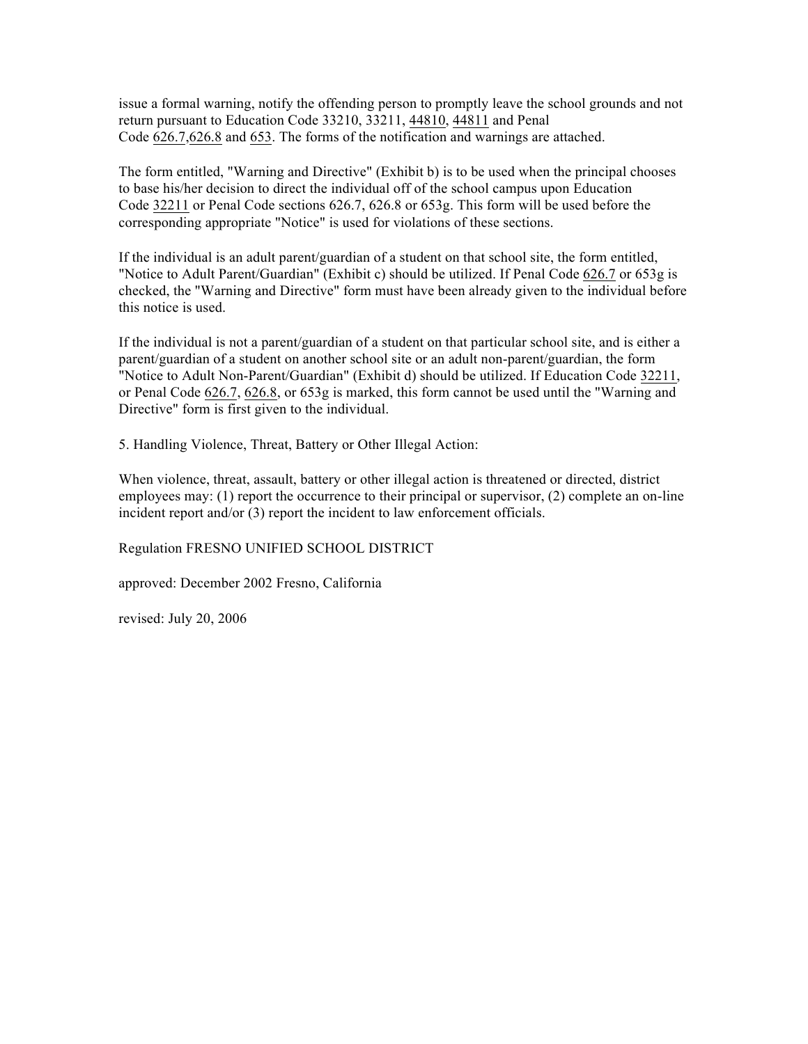issue a formal warning, notify the offending person to promptly leave the school grounds and not return pursuant to Education Code 33210, 33211, 44810, 44811 and Penal Code 626.7,626.8 and 653. The forms of the notification and warnings are attached.

The form entitled, "Warning and Directive" (Exhibit b) is to be used when the principal chooses to base his/her decision to direct the individual off of the school campus upon Education Code 32211 or Penal Code sections 626.7, 626.8 or 653g. This form will be used before the corresponding appropriate "Notice" is used for violations of these sections.

If the individual is an adult parent/guardian of a student on that school site, the form entitled, "Notice to Adult Parent/Guardian" (Exhibit c) should be utilized. If Penal Code 626.7 or 653g is checked, the "Warning and Directive" form must have been already given to the individual before this notice is used.

If the individual is not a parent/guardian of a student on that particular school site, and is either a parent/guardian of a student on another school site or an adult non-parent/guardian, the form "Notice to Adult Non-Parent/Guardian" (Exhibit d) should be utilized. If Education Code 32211, or Penal Code 626.7, 626.8, or 653g is marked, this form cannot be used until the "Warning and Directive" form is first given to the individual.

5. Handling Violence, Threat, Battery or Other Illegal Action:

When violence, threat, assault, battery or other illegal action is threatened or directed, district employees may: (1) report the occurrence to their principal or supervisor, (2) complete an on-line incident report and/or (3) report the incident to law enforcement officials.

Regulation FRESNO UNIFIED SCHOOL DISTRICT

approved: December 2002 Fresno, California

revised: July 20, 2006